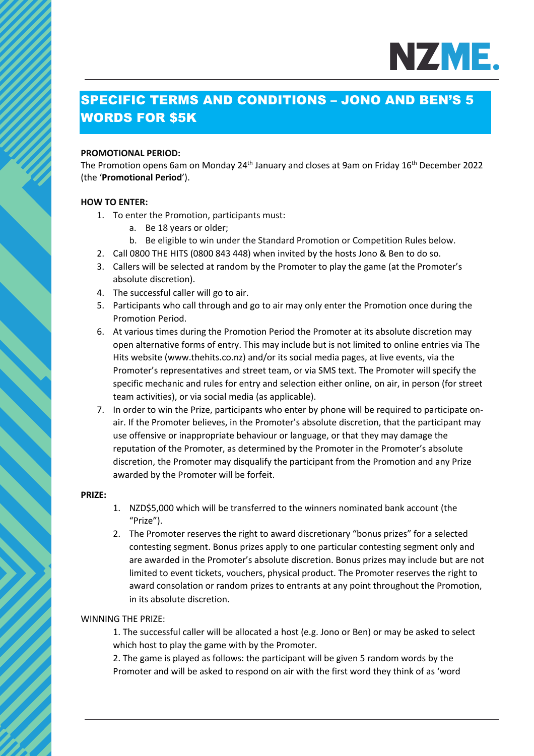# SPECIFIC TERMS AND CONDITIONS – JONO AND BEN'S 5 WORDS FOR $5K

**PROMOTIONAL PERIOD:**

The Promotion opens 6am on Monday 24th January and closes at 9am on Friday 16th December 2022 (the '**Promotional Period**').

**HOW TO ENTER:**

1. To enter the Promotion, participants must:
   a. Be 18 years or older;
   b. Be eligible to win under the Standard Promotion or Competition Rules below.
2. Call 0800 THE HITS (0800 843 448) when invited by the hosts Jono & Ben to do so.
3. Callers will be selected at random by the Promoter to play the game (at the Promoter's absolute discretion).
4. The successful caller will go to air.
5. Participants who call through and go to air may only enter the Promotion once during the Promotion Period.
6. At various times during the Promotion Period the Promoter at its absolute discretion may open alternative forms of entry. This may include but is not limited to online entries via The Hits website (www.thehits.co.nz) and/or its social media pages, at live events, via the Promoter's representatives and street team, or via SMS text. The Promoter will specify the specific mechanic and rules for entry and selection either online, on air, in person (for street team activities), or via social media (as applicable).
7. In order to win the Prize, participants who enter by phone will be required to participate on-air. If the Promoter believes, in the Promoter's absolute discretion, that the participant may use offensive or inappropriate behaviour or language, or that they may damage the reputation of the Promoter, as determined by the Promoter in the Promoter's absolute discretion, the Promoter may disqualify the participant from the Promotion and any Prize awarded by the Promoter will be forfeit.

**PRIZE:**

1. NZD$5,000 which will be transferred to the winners nominated bank account (the "Prize").
2. The Promoter reserves the right to award discretionary "bonus prizes" for a selected contesting segment. Bonus prizes apply to one particular contesting segment only and are awarded in the Promoter's absolute discretion. Bonus prizes may include but are not limited to event tickets, vouchers, physical product. The Promoter reserves the right to award consolation or random prizes to entrants at any point throughout the Promotion, in its absolute discretion.

WINNING THE PRIZE:

1. The successful caller will be allocated a host (e.g. Jono or Ben) or may be asked to select which host to play the game with by the Promoter.
2. The game is played as follows: the participant will be given 5 random words by the Promoter and will be asked to respond on air with the first word they think of as 'word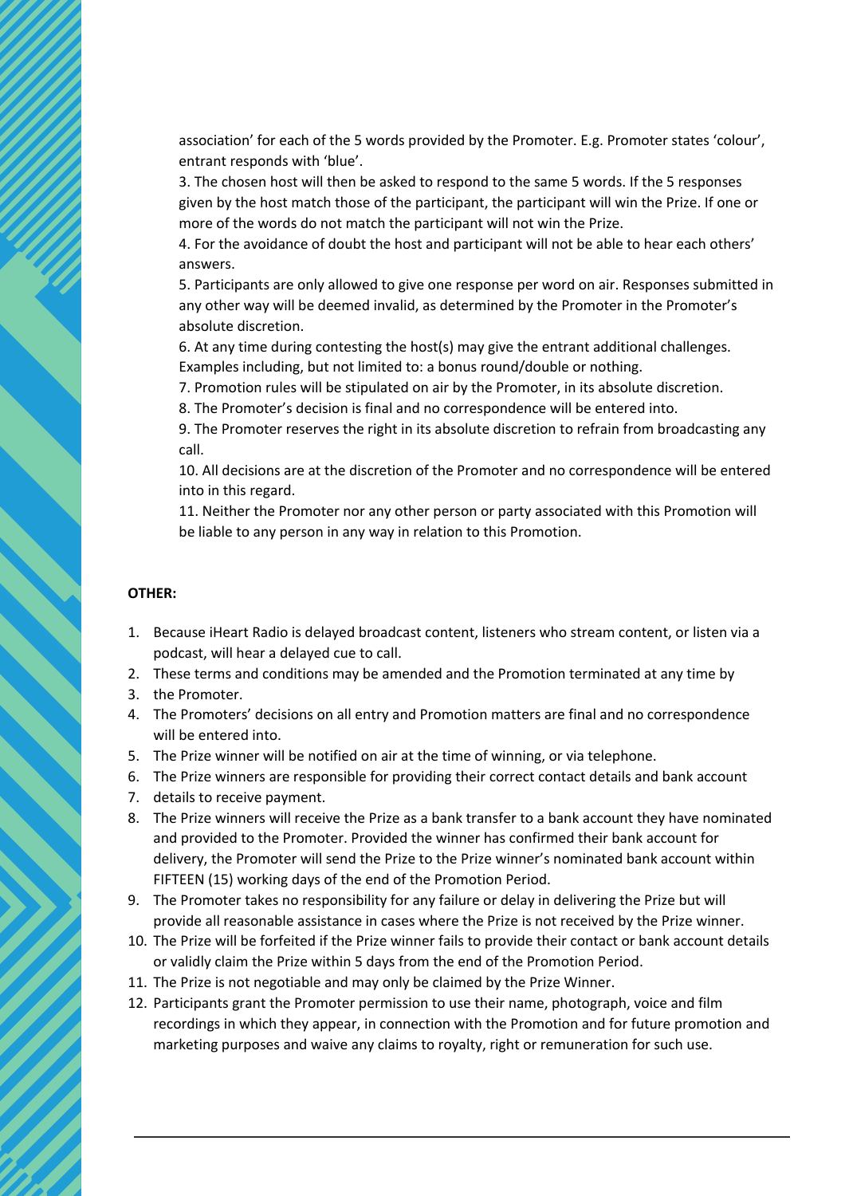association' for each of the 5 words provided by the Promoter. E.g. Promoter states 'colour', entrant responds with 'blue'.

3. The chosen host will then be asked to respond to the same 5 words. If the 5 responses given by the host match those of the participant, the participant will win the Prize. If one or more of the words do not match the participant will not win the Prize.
4. For the avoidance of doubt the host and participant will not be able to hear each others' answers.
5. Participants are only allowed to give one response per word on air. Responses submitted in any other way will be deemed invalid, as determined by the Promoter in the Promoter's absolute discretion.
6. At any time during contesting the host(s) may give the entrant additional challenges. Examples including, but not limited to: a bonus round/double or nothing.
7. Promotion rules will be stipulated on air by the Promoter, in its absolute discretion.
8. The Promoter's decision is final and no correspondence will be entered into.
9. The Promoter reserves the right in its absolute discretion to refrain from broadcasting any call.
10. All decisions are at the discretion of the Promoter and no correspondence will be entered into in this regard.
11. Neither the Promoter nor any other person or party associated with this Promotion will be liable to any person in any way in relation to this Promotion.

**OTHER:**

1. Because iHeart Radio is delayed broadcast content, listeners who stream content, or listen via a podcast, will hear a delayed cue to call.
2. These terms and conditions may be amended and the Promotion terminated at any time by
3. the Promoter.
4. The Promoters' decisions on all entry and Promotion matters are final and no correspondence will be entered into.
5. The Prize winner will be notified on air at the time of winning, or via telephone.
6. The Prize winners are responsible for providing their correct contact details and bank account
7. details to receive payment.
8. The Prize winners will receive the Prize as a bank transfer to a bank account they have nominated and provided to the Promoter. Provided the winner has confirmed their bank account for delivery, the Promoter will send the Prize to the Prize winner's nominated bank account within FIFTEEN (15) working days of the end of the Promotion Period.
9. The Promoter takes no responsibility for any failure or delay in delivering the Prize but will provide all reasonable assistance in cases where the Prize is not received by the Prize winner.
10. The Prize will be forfeited if the Prize winner fails to provide their contact or bank account details or validly claim the Prize within 5 days from the end of the Promotion Period.
11. The Prize is not negotiable and may only be claimed by the Prize Winner.
12. Participants grant the Promoter permission to use their name, photograph, voice and film recordings in which they appear, in connection with the Promotion and for future promotion and marketing purposes and waive any claims to royalty, right or remuneration for such use.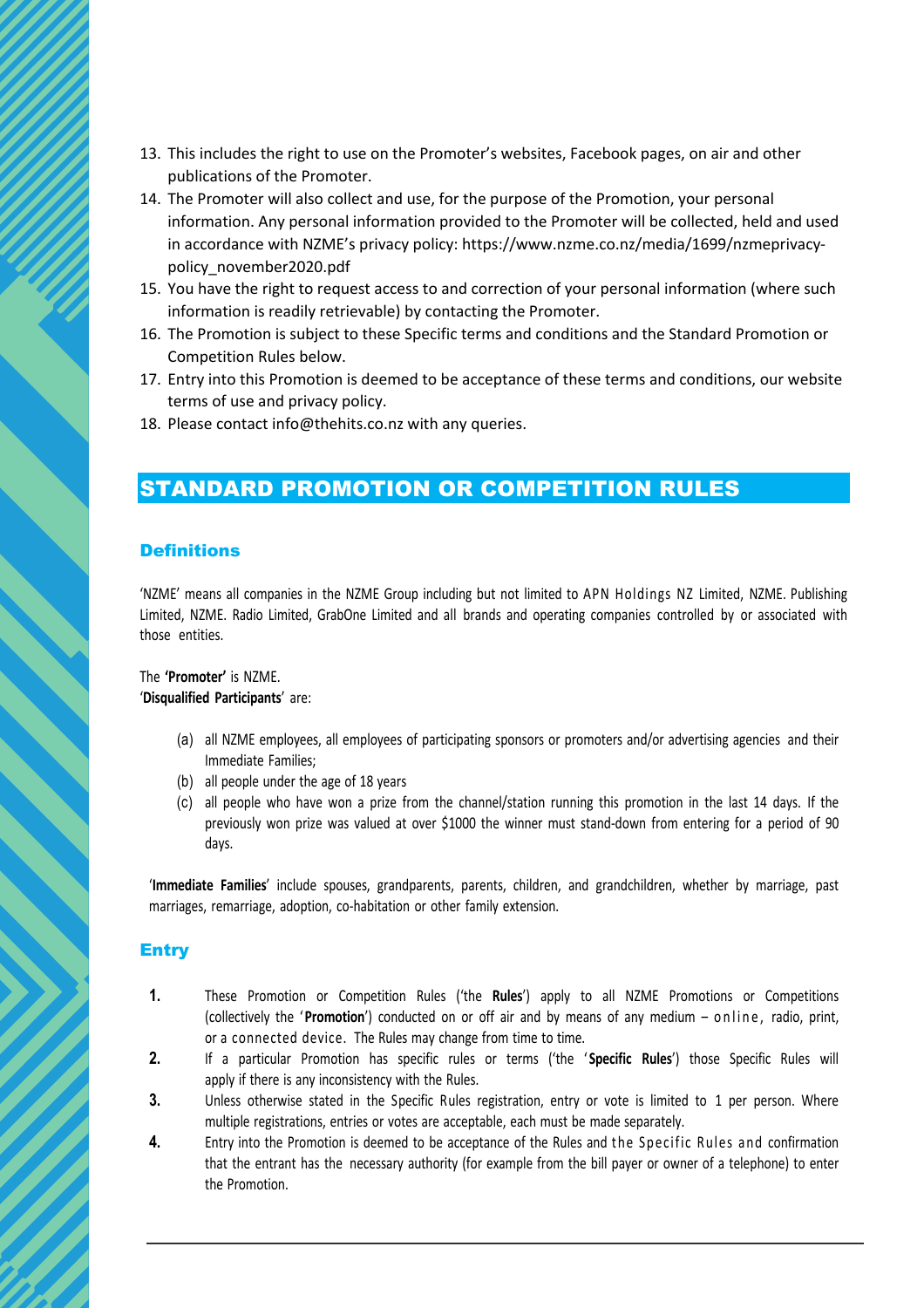13. This includes the right to use on the Promoter's websites, Facebook pages, on air and other publications of the Promoter.
14. The Promoter will also collect and use, for the purpose of the Promotion, your personal information. Any personal information provided to the Promoter will be collected, held and used in accordance with NZME's privacy policy: https://www.nzme.co.nz/media/1699/nzmeprivacy-policy_november2020.pdf
15. You have the right to request access to and correction of your personal information (where such information is readily retrievable) by contacting the Promoter.
16. The Promotion is subject to these Specific terms and conditions and the Standard Promotion or Competition Rules below.
17. Entry into this Promotion is deemed to be acceptance of these terms and conditions, our website terms of use and privacy policy.
18. Please contact info@thehits.co.nz with any queries.

## STANDARD PROMOTION OR COMPETITION RULES

### Definitions

'NZME' means all companies in the NZME Group including but not limited to APN Holdings NZ Limited, NZME. Publishing Limited, NZME. Radio Limited, GrabOne Limited and all brands and operating companies controlled by or associated with those entities.

The **'Promoter'** is NZME.
'**Disqualified Participants**' are:

(a) all NZME employees, all employees of participating sponsors or promoters and/or advertising agencies and their Immediate Families;
(b) all people under the age of 18 years
(c) all people who have won a prize from the channel/station running this promotion in the last 14 days. If the previously won prize was valued at over $1000 the winner must stand-down from entering for a period of 90 days.

'**Immediate Families**' include spouses, grandparents, parents, children, and grandchildren, whether by marriage, past marriages, remarriage, adoption, co-habitation or other family extension.

### Entry

1. These Promotion or Competition Rules ('the **Rules**') apply to all NZME Promotions or Competitions (collectively the '**Promotion**') conducted on or off air and by means of any medium – online, radio, print, or a connected device. The Rules may change from time to time.
2. If a particular Promotion has specific rules or terms ('the '**Specific Rules**') those Specific Rules will apply if there is any inconsistency with the Rules.
3. Unless otherwise stated in the Specific Rules registration, entry or vote is limited to 1 per person. Where multiple registrations, entries or votes are acceptable, each must be made separately.
4. Entry into the Promotion is deemed to be acceptance of the Rules and the Specific Rules and confirmation that the entrant has the necessary authority (for example from the bill payer or owner of a telephone) to enter the Promotion.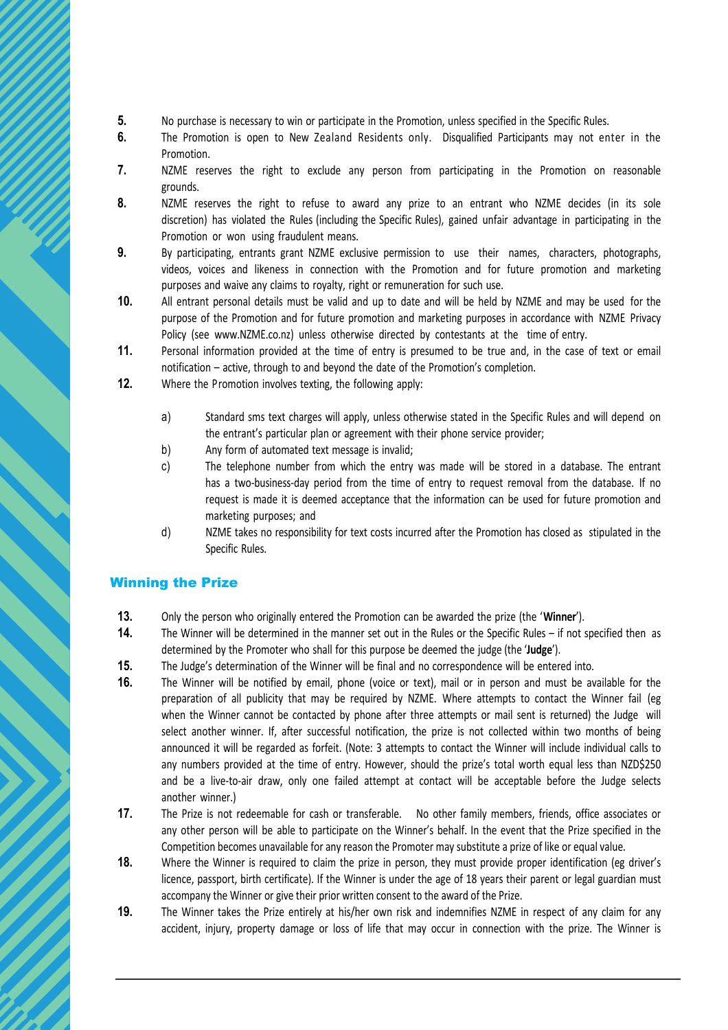5. No purchase is necessary to win or participate in the Promotion, unless specified in the Specific Rules.
6. The Promotion is open to New Zealand Residents only. Disqualified Participants may not enter in the Promotion.
7. NZME reserves the right to exclude any person from participating in the Promotion on reasonable grounds.
8. NZME reserves the right to refuse to award any prize to an entrant who NZME decides (in its sole discretion) has violated the Rules (including the Specific Rules), gained unfair advantage in participating in the Promotion or won using fraudulent means.
9. By participating, entrants grant NZME exclusive permission to use their names, characters, photographs, videos, voices and likeness in connection with the Promotion and for future promotion and marketing purposes and waive any claims to royalty, right or remuneration for such use.
10. All entrant personal details must be valid and up to date and will be held by NZME and may be used for the purpose of the Promotion and for future promotion and marketing purposes in accordance with NZME Privacy Policy (see www.NZME.co.nz) unless otherwise directed by contestants at the time of entry.
11. Personal information provided at the time of entry is presumed to be true and, in the case of text or email notification – active, through to and beyond the date of the Promotion's completion.
12. Where the Promotion involves texting, the following apply:

    a) Standard sms text charges will apply, unless otherwise stated in the Specific Rules and will depend on the entrant's particular plan or agreement with their phone service provider;
    b) Any form of automated text message is invalid;
    c) The telephone number from which the entry was made will be stored in a database. The entrant has a two-business-day period from the time of entry to request removal from the database. If no request is made it is deemed acceptance that the information can be used for future promotion and marketing purposes; and
    d) NZME takes no responsibility for text costs incurred after the Promotion has closed as stipulated in the Specific Rules.

## Winning the Prize

13. Only the person who originally entered the Promotion can be awarded the prize (the '**Winner**').
14. The Winner will be determined in the manner set out in the Rules or the Specific Rules – if not specified then as determined by the Promoter who shall for this purpose be deemed the judge (the '**Judge**').
15. The Judge's determination of the Winner will be final and no correspondence will be entered into.
16. The Winner will be notified by email, phone (voice or text), mail or in person and must be available for the preparation of all publicity that may be required by NZME. Where attempts to contact the Winner fail (eg when the Winner cannot be contacted by phone after three attempts or mail sent is returned) the Judge will select another winner. If, after successful notification, the prize is not collected within two months of being announced it will be regarded as forfeit. (Note: 3 attempts to contact the Winner will include individual calls to any numbers provided at the time of entry. However, should the prize's total worth equal less than NZD$250 and be a live-to-air draw, only one failed attempt at contact will be acceptable before the Judge selects another winner.)
17. The Prize is not redeemable for cash or transferable. No other family members, friends, office associates or any other person will be able to participate on the Winner's behalf. In the event that the Prize specified in the Competition becomes unavailable for any reason the Promoter may substitute a prize of like or equal value.
18. Where the Winner is required to claim the prize in person, they must provide proper identification (eg driver's licence, passport, birth certificate). If the Winner is under the age of 18 years their parent or legal guardian must accompany the Winner or give their prior written consent to the award of the Prize.
19. The Winner takes the Prize entirely at his/her own risk and indemnifies NZME in respect of any claim for any accident, injury, property damage or loss of life that may occur in connection with the prize. The Winner is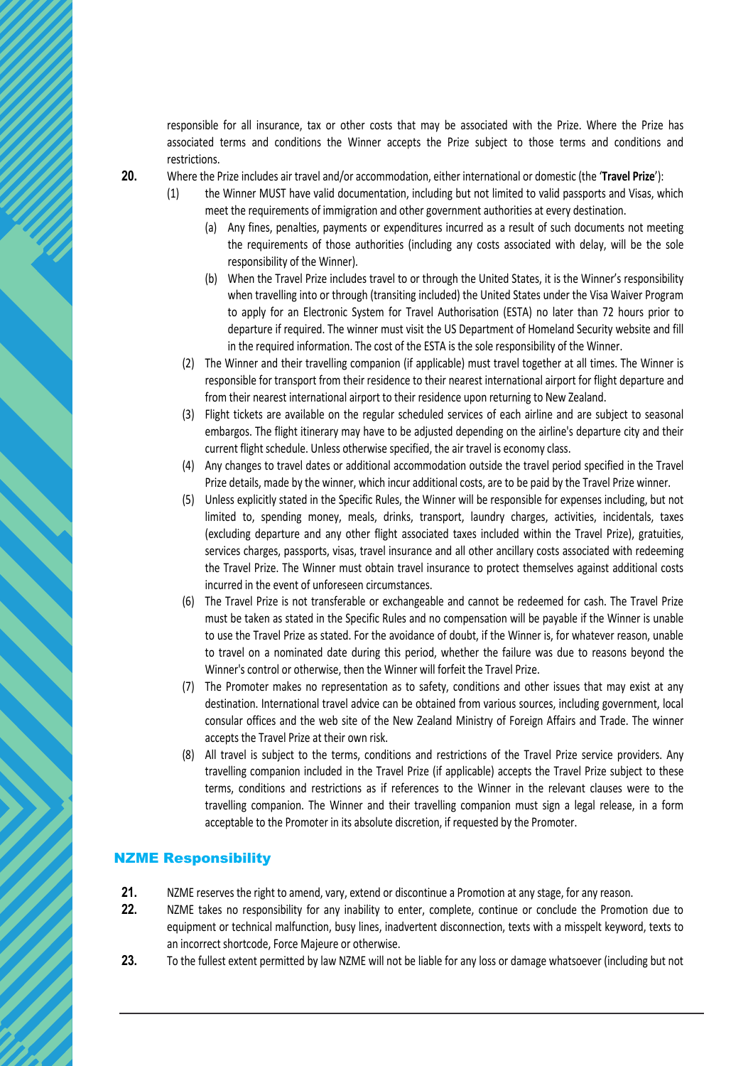responsible for all insurance, tax or other costs that may be associated with the Prize. Where the Prize has associated terms and conditions the Winner accepts the Prize subject to those terms and conditions and restrictions.

**20.** Where the Prize includes air travel and/or accommodation, either international or domestic (the '**Travel Prize**'):

(1) the Winner MUST have valid documentation, including but not limited to valid passports and Visas, which meet the requirements of immigration and other government authorities at every destination.

(a) Any fines, penalties, payments or expenditures incurred as a result of such documents not meeting the requirements of those authorities (including any costs associated with delay, will be the sole responsibility of the Winner).

(b) When the Travel Prize includes travel to or through the United States, it is the Winner's responsibility when travelling into or through (transiting included) the United States under the Visa Waiver Program to apply for an Electronic System for Travel Authorisation (ESTA) no later than 72 hours prior to departure if required. The winner must visit the US Department of Homeland Security website and fill in the required information. The cost of the ESTA is the sole responsibility of the Winner.

(2) The Winner and their travelling companion (if applicable) must travel together at all times. The Winner is responsible for transport from their residence to their nearest international airport for flight departure and from their nearest international airport to their residence upon returning to New Zealand.

(3) Flight tickets are available on the regular scheduled services of each airline and are subject to seasonal embargos. The flight itinerary may have to be adjusted depending on the airline's departure city and their current flight schedule. Unless otherwise specified, the air travel is economy class.

(4) Any changes to travel dates or additional accommodation outside the travel period specified in the Travel Prize details, made by the winner, which incur additional costs, are to be paid by the Travel Prize winner.

(5) Unless explicitly stated in the Specific Rules, the Winner will be responsible for expenses including, but not limited to, spending money, meals, drinks, transport, laundry charges, activities, incidentals, taxes (excluding departure and any other flight associated taxes included within the Travel Prize), gratuities, services charges, passports, visas, travel insurance and all other ancillary costs associated with redeeming the Travel Prize. The Winner must obtain travel insurance to protect themselves against additional costs incurred in the event of unforeseen circumstances.

(6) The Travel Prize is not transferable or exchangeable and cannot be redeemed for cash. The Travel Prize must be taken as stated in the Specific Rules and no compensation will be payable if the Winner is unable to use the Travel Prize as stated. For the avoidance of doubt, if the Winner is, for whatever reason, unable to travel on a nominated date during this period, whether the failure was due to reasons beyond the Winner's control or otherwise, then the Winner will forfeit the Travel Prize.

(7) The Promoter makes no representation as to safety, conditions and other issues that may exist at any destination. International travel advice can be obtained from various sources, including government, local consular offices and the web site of the New Zealand Ministry of Foreign Affairs and Trade. The winner accepts the Travel Prize at their own risk.

(8) All travel is subject to the terms, conditions and restrictions of the Travel Prize service providers. Any travelling companion included in the Travel Prize (if applicable) accepts the Travel Prize subject to these terms, conditions and restrictions as if references to the Winner in the relevant clauses were to the travelling companion. The Winner and their travelling companion must sign a legal release, in a form acceptable to the Promoter in its absolute discretion, if requested by the Promoter.

## NZME Responsibility

**21.** NZME reserves the right to amend, vary, extend or discontinue a Promotion at any stage, for any reason.

**22.** NZME takes no responsibility for any inability to enter, complete, continue or conclude the Promotion due to equipment or technical malfunction, busy lines, inadvertent disconnection, texts with a misspelt keyword, texts to an incorrect shortcode, Force Majeure or otherwise.

**23.** To the fullest extent permitted by law NZME will not be liable for any loss or damage whatsoever (including but not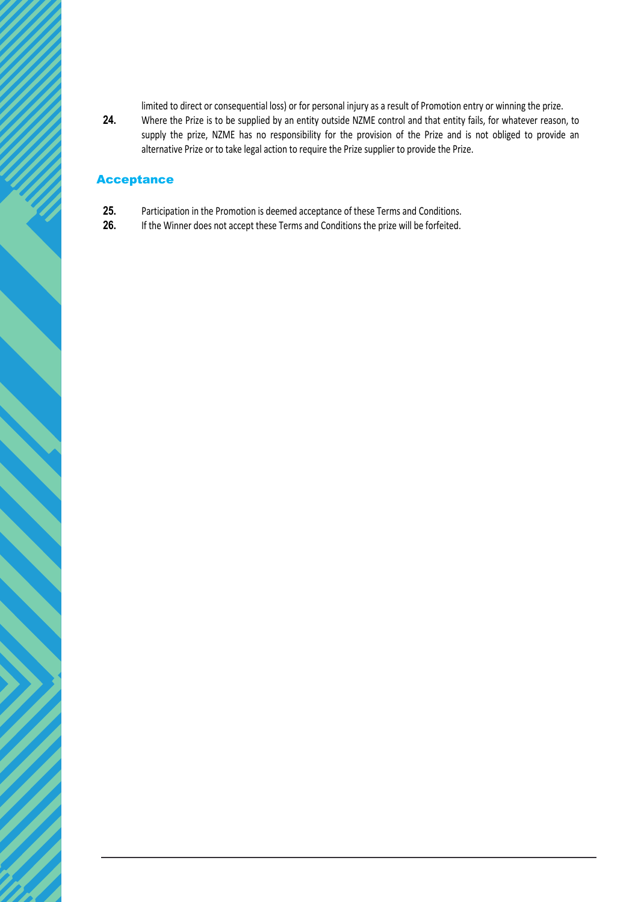limited to direct or consequential loss) or for personal injury as a result of Promotion entry or winning the prize.

**24.** Where the Prize is to be supplied by an entity outside NZME control and that entity fails, for whatever reason, to supply the prize, NZME has no responsibility for the provision of the Prize and is not obliged to provide an alternative Prize or to take legal action to require the Prize supplier to provide the Prize.

## Acceptance

**25.** Participation in the Promotion is deemed acceptance of these Terms and Conditions.

**26.** If the Winner does not accept these Terms and Conditions the prize will be forfeited.